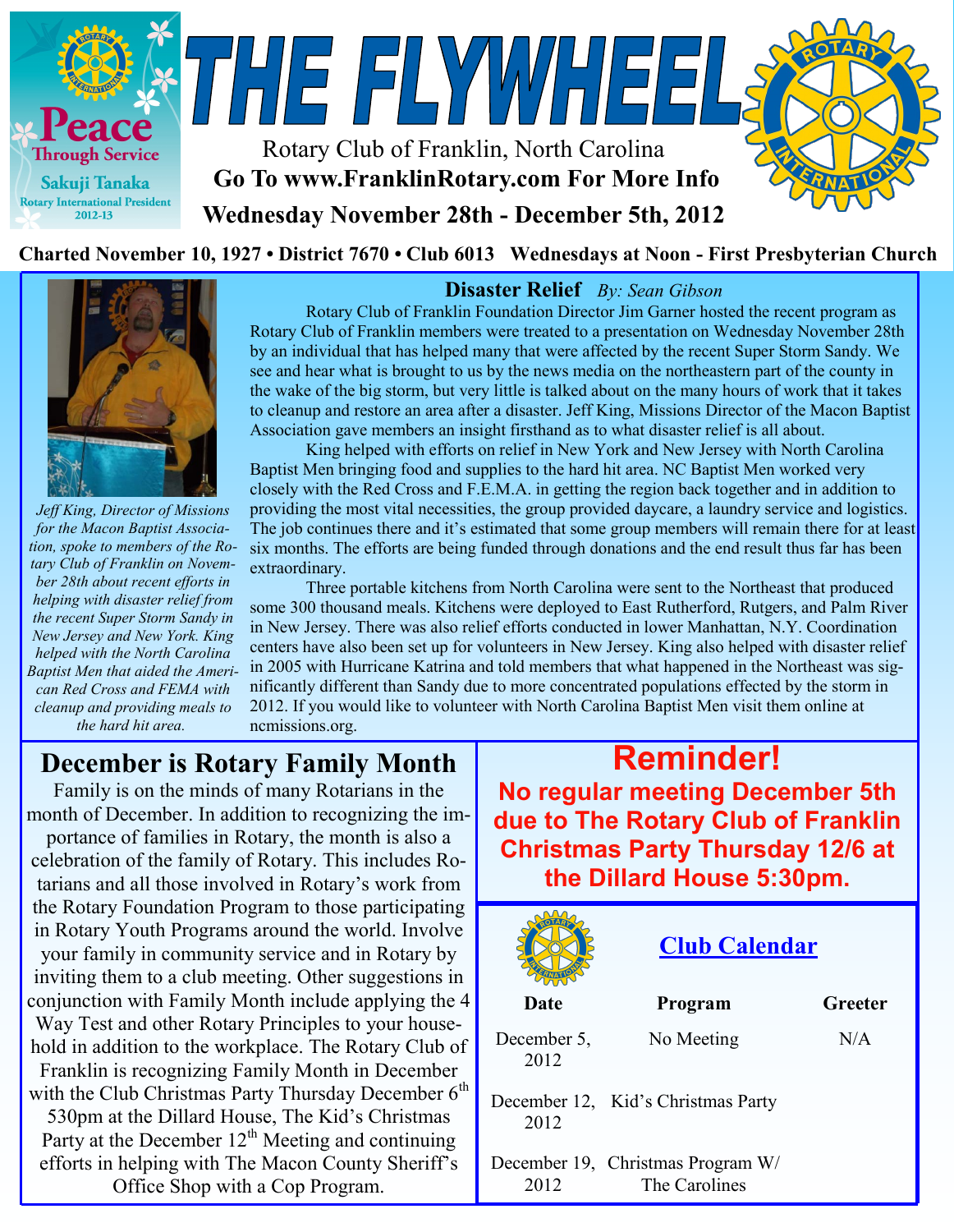# THE FLYWHEEL

Peace Through Service
Sakuji Tanaka
Rotary International President 2012-13

Rotary Club of Franklin, North Carolina

**Go To www.FranklinRotary.com For More Info**

**Wednesday November 28th - December 5th, 2012**

**Charted November 10, 1927 • District 7670 • Club 6013 Wednesdays at Noon - First Presbyterian Church**

## Disaster Relief *By: Sean Gibson*

*Jeff King, Director of Missions for the Macon Baptist Association, spoke to members of the Rotary Club of Franklin on November 28th about recent efforts in helping with disaster relief from the recent Super Storm Sandy in New Jersey and New York. King helped with the North Carolina Baptist Men that aided the American Red Cross and FEMA with cleanup and providing meals to the hard hit area.*

Rotary Club of Franklin Foundation Director Jim Garner hosted the recent program as Rotary Club of Franklin members were treated to a presentation on Wednesday November 28th by an individual that has helped many that were affected by the recent Super Storm Sandy. We see and hear what is brought to us by the news media on the northeastern part of the county in the wake of the big storm, but very little is talked about on the many hours of work that it takes to cleanup and restore an area after a disaster. Jeff King, Missions Director of the Macon Baptist Association gave members an insight firsthand as to what disaster relief is all about.

King helped with efforts on relief in New York and New Jersey with North Carolina Baptist Men bringing food and supplies to the hard hit area. NC Baptist Men worked very closely with the Red Cross and F.E.M.A. in getting the region back together and in addition to providing the most vital necessities, the group provided daycare, a laundry service and logistics. The job continues there and it's estimated that some group members will remain there for at least six months. The efforts are being funded through donations and the end result thus far has been extraordinary.

Three portable kitchens from North Carolina were sent to the Northeast that produced some 300 thousand meals. Kitchens were deployed to East Rutherford, Rutgers, and Palm River in New Jersey. There was also relief efforts conducted in lower Manhattan, N.Y. Coordination centers have also been set up for volunteers in New Jersey. King also helped with disaster relief in 2005 with Hurricane Katrina and told members that what happened in the Northeast was significantly different than Sandy due to more concentrated populations effected by the storm in 2012. If you would like to volunteer with North Carolina Baptist Men visit them online at ncmissions.org.

## December is Rotary Family Month

Family is on the minds of many Rotarians in the month of December. In addition to recognizing the importance of families in Rotary, the month is also a celebration of the family of Rotary. This includes Rotarians and all those involved in Rotary's work from the Rotary Foundation Program to those participating in Rotary Youth Programs around the world. Involve your family in community service and in Rotary by inviting them to a club meeting. Other suggestions in conjunction with Family Month include applying the 4 Way Test and other Rotary Principles to your household in addition to the workplace. The Rotary Club of Franklin is recognizing Family Month in December with the Club Christmas Party Thursday December 6th 530pm at the Dillard House, The Kid's Christmas Party at the December 12th Meeting and continuing efforts in helping with The Macon County Sheriff's Office Shop with a Cop Program.

## Reminder!

**No regular meeting December 5th due to The Rotary Club of Franklin Christmas Party Thursday 12/6 at the Dillard House 5:30pm.**

## Club Calendar

| Date | Program | Greeter |
|---|---|---|
| December 5, 2012 | No Meeting | N/A |
| December 12, 2012 | Kid's Christmas Party | |
| December 19, 2012 | Christmas Program W/ The Carolines | |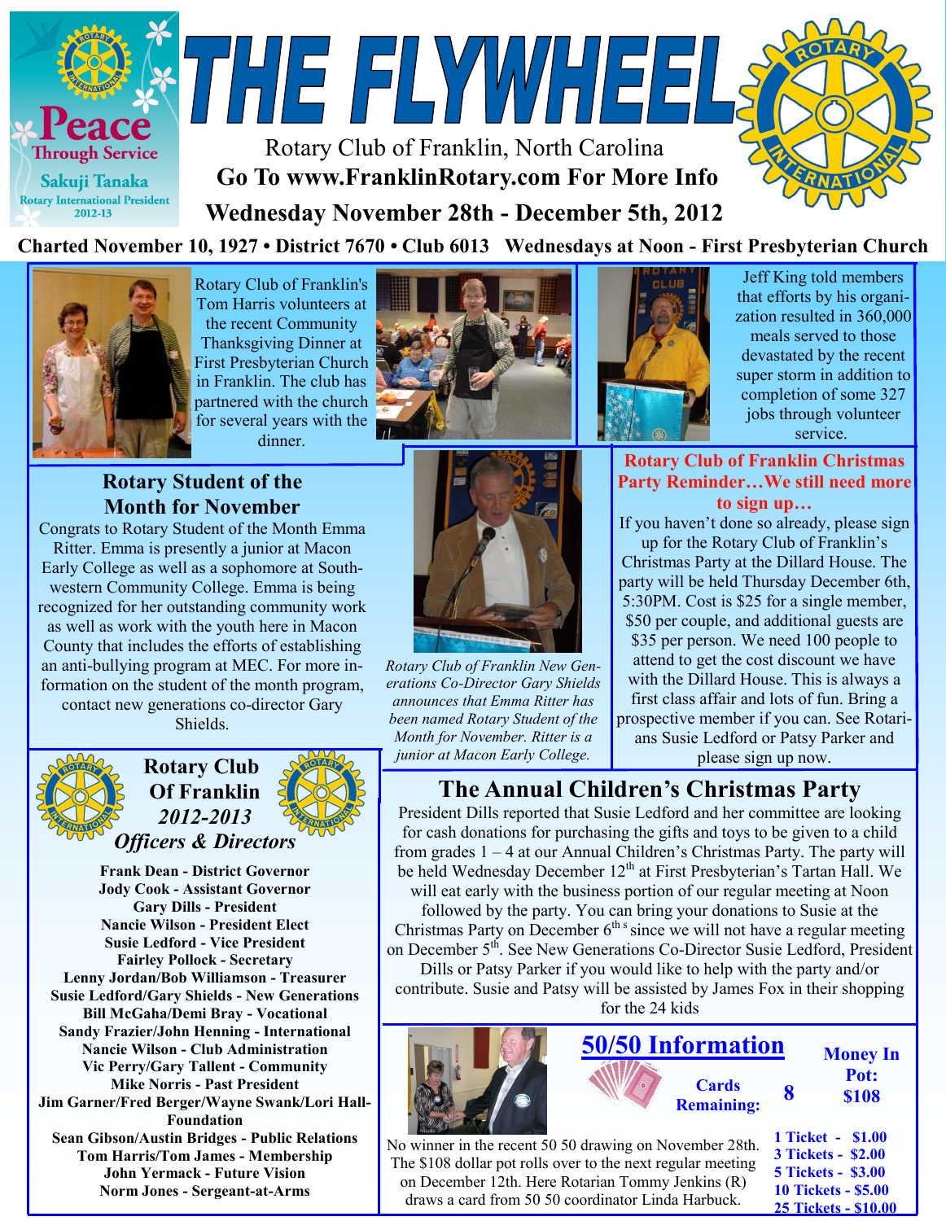# THE FLYWHEEL

Rotary Club of Franklin, North Carolina

**Go To www.FranklinRotary.com For More Info**

**Wednesday November 28th - December 5th, 2012**

**Charted November 10, 1927 • District 7670 • Club 6013 Wednesdays at Noon - First Presbyterian Church**

Peace Through Service
Sakuji Tanaka
Rotary International President 2012-13

Rotary Club of Franklin's Tom Harris volunteers at the recent Community Thanksgiving Dinner at First Presbyterian Church in Franklin. The club has partnered with the church for several years with the dinner.

Jeff King told members that efforts by his organization resulted in 360,000 meals served to those devastated by the recent super storm in addition to completion of some 327 jobs through volunteer service.

## Rotary Student of the Month for November

Congrats to Rotary Student of the Month Emma Ritter. Emma is presently a junior at Macon Early College as well as a sophomore at Southwestern Community College. Emma is being recognized for her outstanding community work as well as work with the youth here in Macon County that includes the efforts of establishing an anti-bullying program at MEC. For more information on the student of the month program, contact new generations co-director Gary Shields.

*Rotary Club of Franklin New Generations Co-Director Gary Shields announces that Emma Ritter has been named Rotary Student of the Month for November. Ritter is a junior at Macon Early College.*

## Rotary Club of Franklin Christmas Party Reminder…We still need more to sign up…

If you haven't done so already, please sign up for the Rotary Club of Franklin's Christmas Party at the Dillard House. The party will be held Thursday December 6th, 5:30PM. Cost is $25 for a single member, $50 per couple, and additional guests are $35 per person. We need 100 people to attend to get the cost discount we have with the Dillard House. This is always a first class affair and lots of fun. Bring a prospective member if you can. See Rotarians Susie Ledford or Patsy Parker and please sign up now.

## Rotary Club Of Franklin 2012-2013 *Officers & Directors*

**Frank Dean - District Governor**
**Jody Cook - Assistant Governor**
**Gary Dills - President**
**Nancie Wilson - President Elect**
**Susie Ledford - Vice President**
**Fairley Pollock - Secretary**
**Lenny Jordan/Bob Williamson - Treasurer**
**Susie Ledford/Gary Shields - New Generations**
**Bill McGaha/Demi Bray - Vocational**
**Sandy Frazier/John Henning - International**
**Nancie Wilson - Club Administration**
**Vic Perry/Gary Tallent - Community**
**Mike Norris - Past President**
**Jim Garner/Fred Berger/Wayne Swank/Lori Hall-Foundation**
**Sean Gibson/Austin Bridges - Public Relations**
**Tom Harris/Tom James - Membership**
**John Yermack - Future Vision**
**Norm Jones - Sergeant-at-Arms**

## The Annual Children's Christmas Party

President Dills reported that Susie Ledford and her committee are looking for cash donations for purchasing the gifts and toys to be given to a child from grades 1 – 4 at our Annual Children's Christmas Party. The party will be held Wednesday December 12th at First Presbyterian's Tartan Hall. We will eat early with the business portion of our regular meeting at Noon followed by the party. You can bring your donations to Susie at the Christmas Party on December 6th s since we will not have a regular meeting on December 5th. See New Generations Co-Director Susie Ledford, President Dills or Patsy Parker if you would like to help with the party and/or contribute. Susie and Patsy will be assisted by James Fox in their shopping for the 24 kids

## 50/50 Information

**Cards Remaining: 8**

**Money In Pot: $108**

No winner in the recent 50 50 drawing on November 28th. The $108 dollar pot rolls over to the next regular meeting on December 12th. Here Rotarian Tommy Jenkins (R) draws a card from 50 50 coordinator Linda Harbuck.

**1 Ticket - $1.00**
**3 Tickets - $2.00**
**5 Tickets - $3.00**
**10 Tickets - $5.00**
**25 Tickets - $10.00**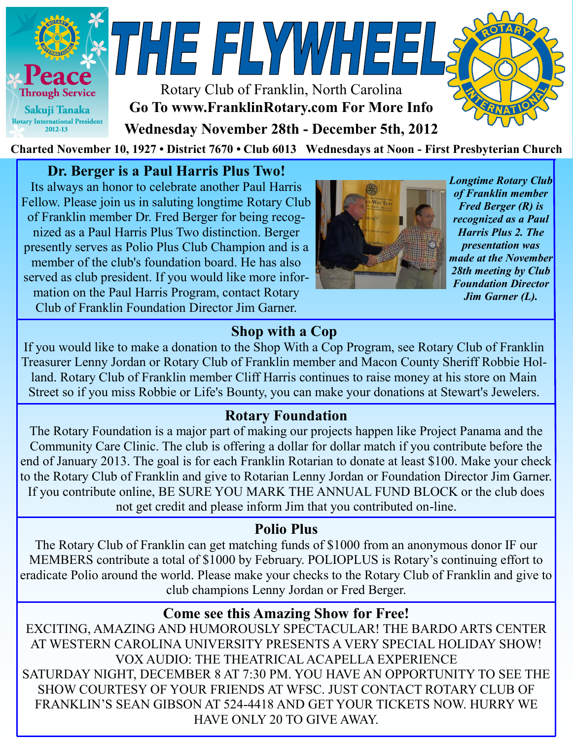# THE FLYWHEEL

Rotary Club of Franklin, North Carolina

**Go To www.FranklinRotary.com For More Info**

**Wednesday November 28th - December 5th, 2012**

**Charted November 10, 1927 • District 7670 • Club 6013 Wednesdays at Noon - First Presbyterian Church**

Peace Through Service
Sakuji Tanaka
Rotary International President 2012-13

## Dr. Berger is a Paul Harris Plus Two!

Its always an honor to celebrate another Paul Harris Fellow. Please join us in saluting longtime Rotary Club of Franklin member Dr. Fred Berger for being recognized as a Paul Harris Plus Two distinction. Berger presently serves as Polio Plus Club Champion and is a member of the club's foundation board. He has also served as club president. If you would like more information on the Paul Harris Program, contact Rotary Club of Franklin Foundation Director Jim Garner.

***Longtime Rotary Club of Franklin member Fred Berger (R) is recognized as a Paul Harris Plus 2. The presentation was made at the November 28th meeting by Club Foundation Director Jim Garner (L).***

## Shop with a Cop

If you would like to make a donation to the Shop With a Cop Program, see Rotary Club of Franklin Treasurer Lenny Jordan or Rotary Club of Franklin member and Macon County Sheriff Robbie Holland. Rotary Club of Franklin member Cliff Harris continues to raise money at his store on Main Street so if you miss Robbie or Life's Bounty, you can make your donations at Stewart's Jewelers.

## Rotary Foundation

The Rotary Foundation is a major part of making our projects happen like Project Panama and the Community Care Clinic. The club is offering a dollar for dollar match if you contribute before the end of January 2013. The goal is for each Franklin Rotarian to donate at least $100. Make your check to the Rotary Club of Franklin and give to Rotarian Lenny Jordan or Foundation Director Jim Garner. If you contribute online, BE SURE YOU MARK THE ANNUAL FUND BLOCK or the club does not get credit and please inform Jim that you contributed on-line.

## Polio Plus

The Rotary Club of Franklin can get matching funds of $1000 from an anonymous donor IF our MEMBERS contribute a total of $1000 by February. POLIOPLUS is Rotary's continuing effort to eradicate Polio around the world. Please make your checks to the Rotary Club of Franklin and give to club champions Lenny Jordan or Fred Berger.

## Come see this Amazing Show for Free!

EXCITING, AMAZING AND HUMOROUSLY SPECTACULAR! THE BARDO ARTS CENTER AT WESTERN CAROLINA UNIVERSITY PRESENTS A VERY SPECIAL HOLIDAY SHOW! VOX AUDIO: THE THEATRICAL ACAPELLA EXPERIENCE
SATURDAY NIGHT, DECEMBER 8 AT 7:30 PM. YOU HAVE AN OPPORTUNITY TO SEE THE SHOW COURTESY OF YOUR FRIENDS AT WFSC. JUST CONTACT ROTARY CLUB OF FRANKLIN'S SEAN GIBSON AT 524-4418 AND GET YOUR TICKETS NOW. HURRY WE HAVE ONLY 20 TO GIVE AWAY.